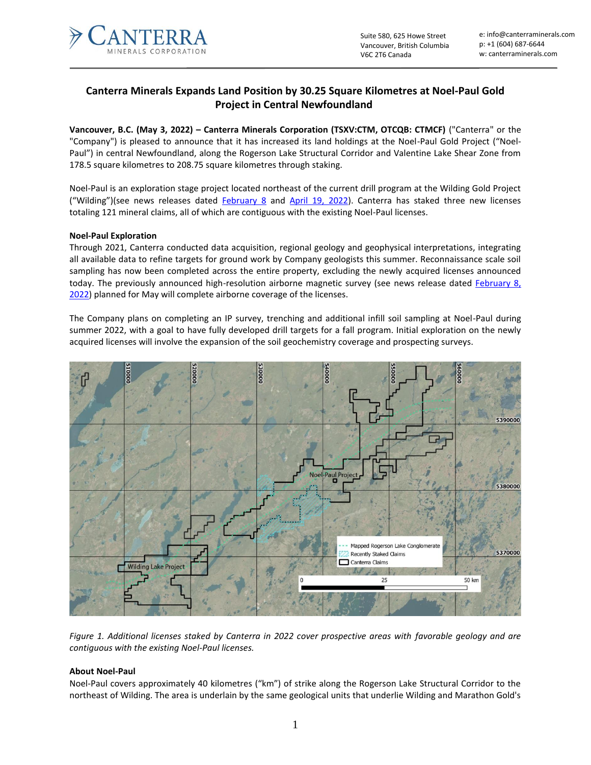# Canterra Minerals Expands Land Position by 30.25 Square Kilometres at Noel-Paul Gold Project in Central Newfoundland

**Vancouver, B.C. (May 3, 2022) – Canterra Minerals Corporation (TSXV:CTM, OTCQB: CTMCF)** ("Canterra" or the "Company") is pleased to announce that it has increased its land holdings at the Noel-Paul Gold Project ("Noel-Paul") in central Newfoundland, along the Rogerson Lake Structural Corridor and Valentine Lake Shear Zone from 178.5 square kilometres to 208.75 square kilometres through staking.

Noel-Paul is an exploration stage project located northeast of the current drill program at the Wilding Gold Project ("Wilding")(see news releases dated February 8 and April 19, 2022). Canterra has staked three new licenses totaling 121 mineral claims, all of which are contiguous with the existing Noel-Paul licenses.

**Noel-Paul Exploration**

Through 2021, Canterra conducted data acquisition, regional geology and geophysical interpretations, integrating all available data to refine targets for ground work by Company geologists this summer. Reconnaissance scale soil sampling has now been completed across the entire property, excluding the newly acquired licenses announced today. The previously announced high-resolution airborne magnetic survey (see news release dated February 8, 2022) planned for May will complete airborne coverage of the licenses.

The Company plans on completing an IP survey, trenching and additional infill soil sampling at Noel-Paul during summer 2022, with a goal to have fully developed drill targets for a fall program. Initial exploration on the newly acquired licenses will involve the expansion of the soil geochemistry coverage and prospecting surveys.

*Figure 1. Additional licenses staked by Canterra in 2022 cover prospective areas with favorable geology and are contiguous with the existing Noel-Paul licenses.*

**About Noel-Paul**

Noel-Paul covers approximately 40 kilometres ("km") of strike along the Rogerson Lake Structural Corridor to the northeast of Wilding. The area is underlain by the same geological units that underlie Wilding and Marathon Gold's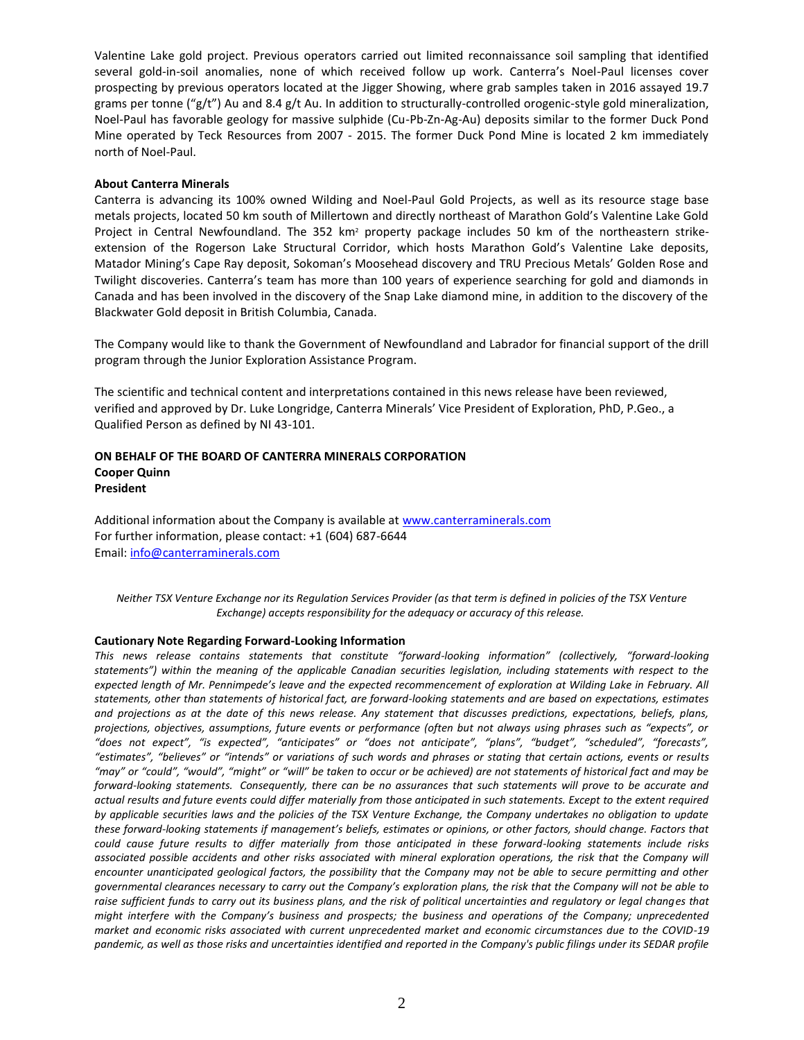Valentine Lake gold project. Previous operators carried out limited reconnaissance soil sampling that identified several gold-in-soil anomalies, none of which received follow up work. Canterra's Noel-Paul licenses cover prospecting by previous operators located at the Jigger Showing, where grab samples taken in 2016 assayed 19.7 grams per tonne ("g/t") Au and 8.4 g/t Au. In addition to structurally-controlled orogenic-style gold mineralization, Noel-Paul has favorable geology for massive sulphide (Cu-Pb-Zn-Ag-Au) deposits similar to the former Duck Pond Mine operated by Teck Resources from 2007 - 2015. The former Duck Pond Mine is located 2 km immediately north of Noel-Paul.

**About Canterra Minerals**

Canterra is advancing its 100% owned Wilding and Noel-Paul Gold Projects, as well as its resource stage base metals projects, located 50 km south of Millertown and directly northeast of Marathon Gold's Valentine Lake Gold Project in Central Newfoundland. The 352 km$^2$ property package includes 50 km of the northeastern strike-extension of the Rogerson Lake Structural Corridor, which hosts Marathon Gold's Valentine Lake deposits, Matador Mining's Cape Ray deposit, Sokoman's Moosehead discovery and TRU Precious Metals' Golden Rose and Twilight discoveries. Canterra's team has more than 100 years of experience searching for gold and diamonds in Canada and has been involved in the discovery of the Snap Lake diamond mine, in addition to the discovery of the Blackwater Gold deposit in British Columbia, Canada.

The Company would like to thank the Government of Newfoundland and Labrador for financial support of the drill program through the Junior Exploration Assistance Program.

The scientific and technical content and interpretations contained in this news release have been reviewed, verified and approved by Dr. Luke Longridge, Canterra Minerals' Vice President of Exploration, PhD, P.Geo., a Qualified Person as defined by NI 43-101.

**ON BEHALF OF THE BOARD OF CANTERRA MINERALS CORPORATION**
**Cooper Quinn**
**President**

Additional information about the Company is available at www.canterraminerals.com
For further information, please contact: +1 (604) 687-6644
Email: info@canterraminerals.com

*Neither TSX Venture Exchange nor its Regulation Services Provider (as that term is defined in policies of the TSX Venture Exchange) accepts responsibility for the adequacy or accuracy of this release.*

**Cautionary Note Regarding Forward-Looking Information**

*This news release contains statements that constitute "forward-looking information" (collectively, "forward-looking statements") within the meaning of the applicable Canadian securities legislation, including statements with respect to the expected length of Mr. Pennimpede's leave and the expected recommencement of exploration at Wilding Lake in February. All statements, other than statements of historical fact, are forward-looking statements and are based on expectations, estimates and projections as at the date of this news release. Any statement that discusses predictions, expectations, beliefs, plans, projections, objectives, assumptions, future events or performance (often but not always using phrases such as "expects", or "does not expect", "is expected", "anticipates" or "does not anticipate", "plans", "budget", "scheduled", "forecasts", "estimates", "believes" or "intends" or variations of such words and phrases or stating that certain actions, events or results "may" or "could", "would", "might" or "will" be taken to occur or be achieved) are not statements of historical fact and may be forward-looking statements. Consequently, there can be no assurances that such statements will prove to be accurate and actual results and future events could differ materially from those anticipated in such statements. Except to the extent required by applicable securities laws and the policies of the TSX Venture Exchange, the Company undertakes no obligation to update these forward-looking statements if management's beliefs, estimates or opinions, or other factors, should change. Factors that could cause future results to differ materially from those anticipated in these forward-looking statements include risks associated possible accidents and other risks associated with mineral exploration operations, the risk that the Company will encounter unanticipated geological factors, the possibility that the Company may not be able to secure permitting and other governmental clearances necessary to carry out the Company's exploration plans, the risk that the Company will not be able to raise sufficient funds to carry out its business plans, and the risk of political uncertainties and regulatory or legal changes that might interfere with the Company's business and prospects; the business and operations of the Company; unprecedented market and economic risks associated with current unprecedented market and economic circumstances due to the COVID-19 pandemic, as well as those risks and uncertainties identified and reported in the Company's public filings under its SEDAR profile*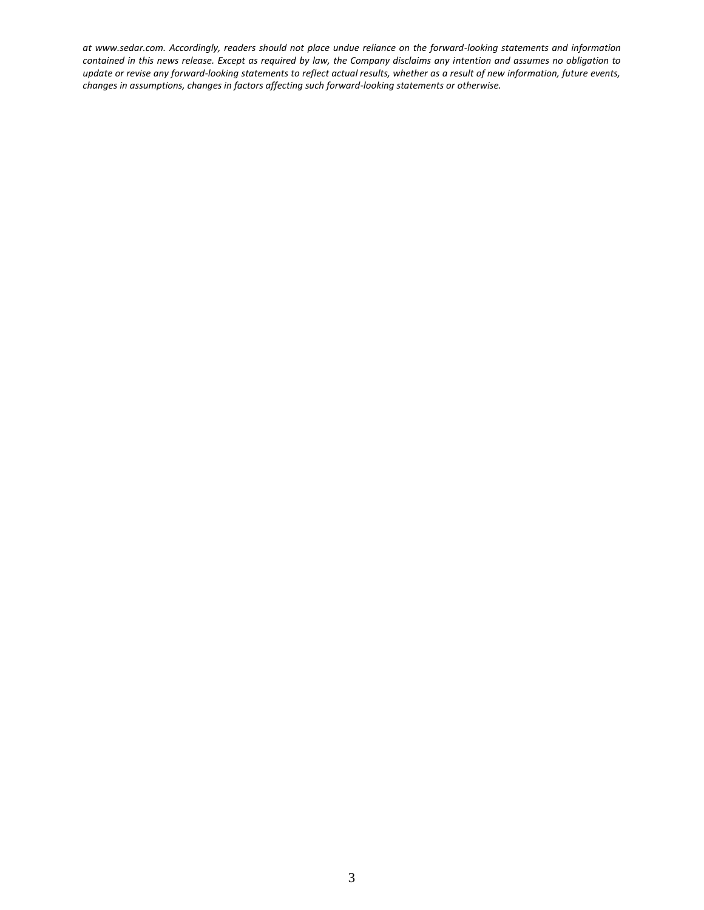*at www.sedar.com. Accordingly, readers should not place undue reliance on the forward-looking statements and information contained in this news release. Except as required by law, the Company disclaims any intention and assumes no obligation to update or revise any forward-looking statements to reflect actual results, whether as a result of new information, future events, changes in assumptions, changes in factors affecting such forward-looking statements or otherwise.*